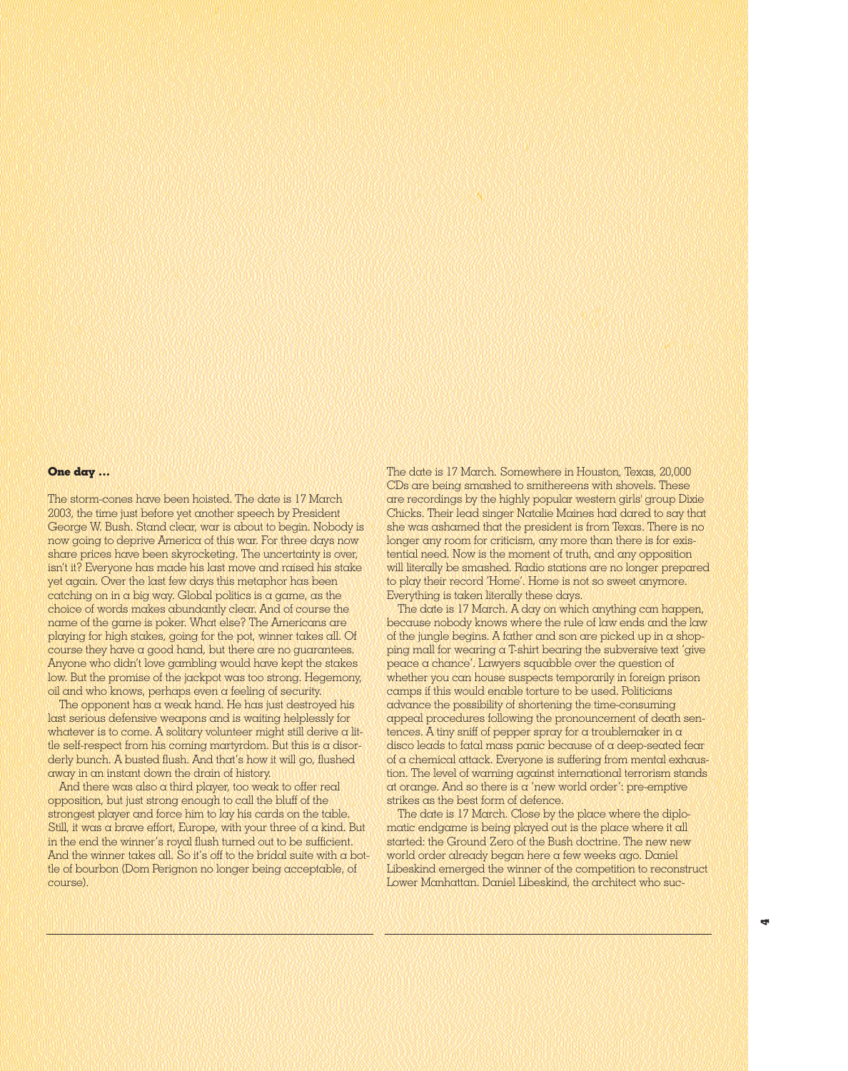**One day …**

The storm-cones have been hoisted. The date is 17 March 2003, the time just before yet another speech by President George W. Bush. Stand clear, war is about to begin. Nobody is now going to deprive America of this war. For three days now share prices have been skyrocketing. The uncertainty is over, isn't it? Everyone has made his last move and raised his stake yet again. Over the last few days this metaphor has been catching on in a big way. Global politics is a game, as the choice of words makes abundantly clear. And of course the name of the game is poker. What else? The Americans are playing for high stakes, going for the pot, winner takes all. Of course they have a good hand, but there are no guarantees. Anyone who didn't love gambling would have kept the stakes low. But the promise of the jackpot was too strong. Hegemony, oil and who knows, perhaps even a feeling of security.

The opponent has a weak hand. He has just destroyed his last serious defensive weapons and is waiting helplessly for whatever is to come. A solitary volunteer might still derive a little self-respect from his coming martyrdom. But this is a disorderly bunch. A busted flush. And that's how it will go, flushed away in an instant down the drain of history.

And there was also a third player, too weak to offer real opposition, but just strong enough to call the bluff of the strongest player and force him to lay his cards on the table. Still, it was a brave effort, Europe, with your three of a kind. But in the end the winner's royal flush turned out to be sufficient. And the winner takes all. So it's off to the bridal suite with a bottle of bourbon (Dom Perignon no longer being acceptable, of course).

The date is 17 March. Somewhere in Houston, Texas, 20,000 CDs are being smashed to smithereens with shovels. These are recordings by the highly popular western girls' group Dixie Chicks. Their lead singer Natalie Maines had dared to say that she was ashamed that the president is from Texas. There is no longer any room for criticism, any more than there is for existential need. Now is the moment of truth, and any opposition will literally be smashed. Radio stations are no longer prepared to play their record 'Home'. Home is not so sweet anymore. Everything is taken literally these days.

The date is 17 March. A day on which anything can happen, because nobody knows where the rule of law ends and the law of the jungle begins. A father and son are picked up in a shopping mall for wearing a T-shirt bearing the subversive text 'give peace a chance'. Lawyers squabble over the question of whether you can house suspects temporarily in foreign prison camps if this would enable torture to be used. Politicians advance the possibility of shortening the time-consuming appeal procedures following the pronouncement of death sentences. A tiny sniff of pepper spray for a troublemaker in a disco leads to fatal mass panic because of a deep-seated fear of a chemical attack. Everyone is suffering from mental exhaustion. The level of warning against international terrorism stands at orange. And so there is a 'new world order': pre-emptive strikes as the best form of defence.

The date is 17 March. Close by the place where the diplomatic endgame is being played out is the place where it all started: the Ground Zero of the Bush doctrine. The new new world order already began here a few weeks ago. Daniel Libeskind emerged the winner of the competition to reconstruct Lower Manhattan. Daniel Libeskind, the architect who suc-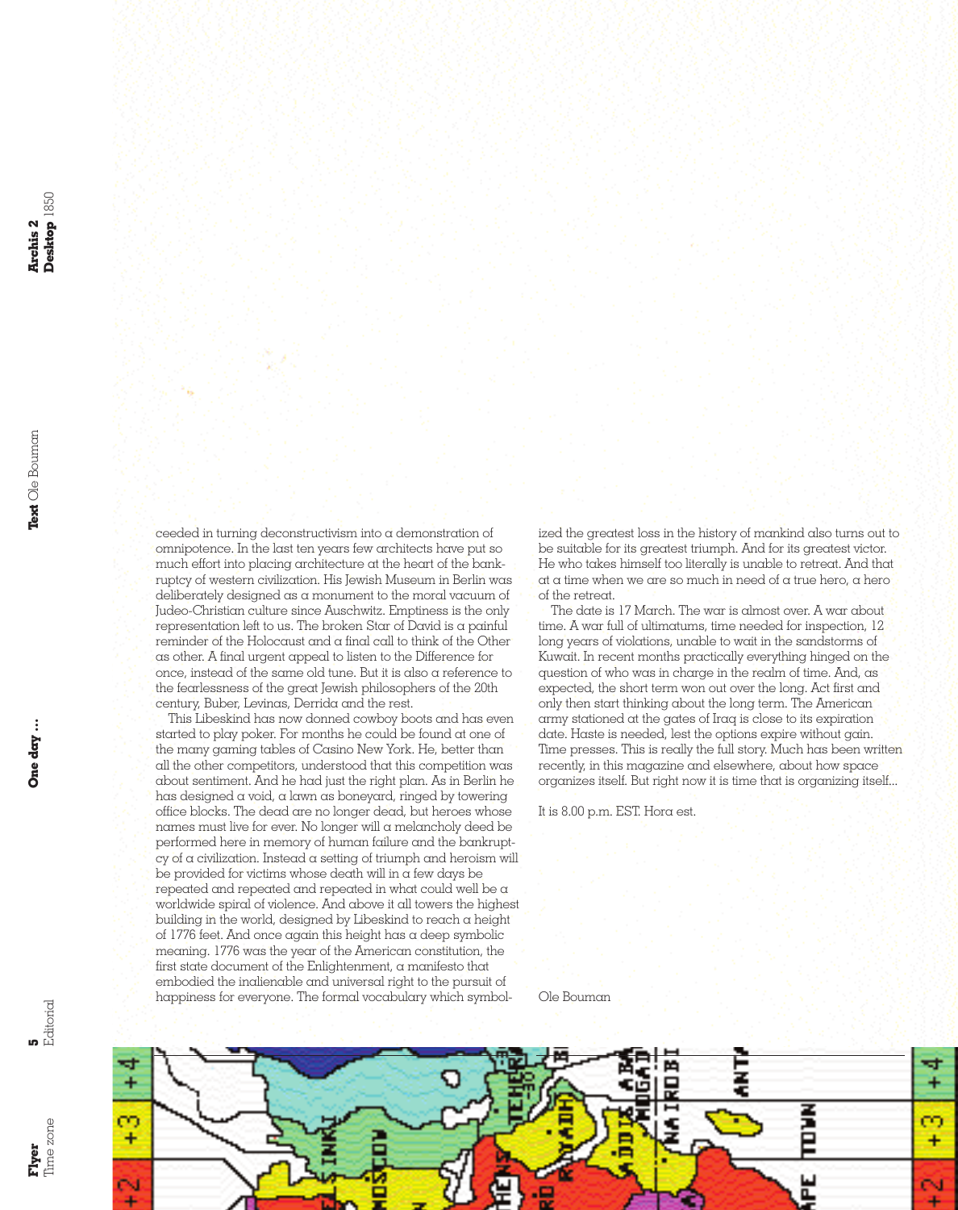ceeded in turning deconstructivism into a demonstration of omnipotence. In the last ten years few architects have put so much effort into placing architecture at the heart of the bankruptcy of western civilization. His Jewish Museum in Berlin was deliberately designed as a monument to the moral vacuum of Judeo-Christian culture since Auschwitz. Emptiness is the only representation left to us. The broken Star of David is a painful reminder of the Holocaust and a final call to think of the Other as other. A final urgent appeal to listen to the Difference for once, instead of the same old tune. But it is also a reference to the fearlessness of the great Jewish philosophers of the 20th century, Buber, Levinas, Derrida and the rest.

This Libeskind has now donned cowboy boots and has even started to play poker. For months he could be found at one of the many gaming tables of Casino New York. He, better than all the other competitors, understood that this competition was about sentiment. And he had just the right plan. As in Berlin he has designed a void, a lawn as boneyard, ringed by towering office blocks. The dead are no longer dead, but heroes whose names must live for ever. No longer will a melancholy deed be performed here in memory of human failure and the bankruptcy of a civilization. Instead a setting of triumph and heroism will be provided for victims whose death will in a few days be repeated and repeated and repeated in what could well be a worldwide spiral of violence. And above it all towers the highest building in the world, designed by Libeskind to reach a height of 1776 feet. And once again this height has a deep symbolic meaning. 1776 was the year of the American constitution, the first state document of the Enlightenment, a manifesto that embodied the inalienable and universal right to the pursuit of happiness for everyone. The formal vocabulary which symbolized the greatest loss in the history of mankind also turns out to be suitable for its greatest triumph. And for its greatest victor. He who takes himself too literally is unable to retreat. And that at a time when we are so much in need of a true hero, a hero of the retreat.

The date is 17 March. The war is almost over. A war about time. A war full of ultimatums, time needed for inspection, 12 long years of violations, unable to wait in the sandstorms of Kuwait. In recent months practically everything hinged on the question of who was in charge in the realm of time. And, as expected, the short term won out over the long. Act first and only then start thinking about the long term. The American army stationed at the gates of Iraq is close to its expiration date. Haste is needed, lest the options expire without gain. Time presses. This is really the full story. Much has been written recently, in this magazine and elsewhere, about how space organizes itself. But right now it is time that is organizing itself...

It is 8.00 p.m. EST. Hora est.

Ole Bouman